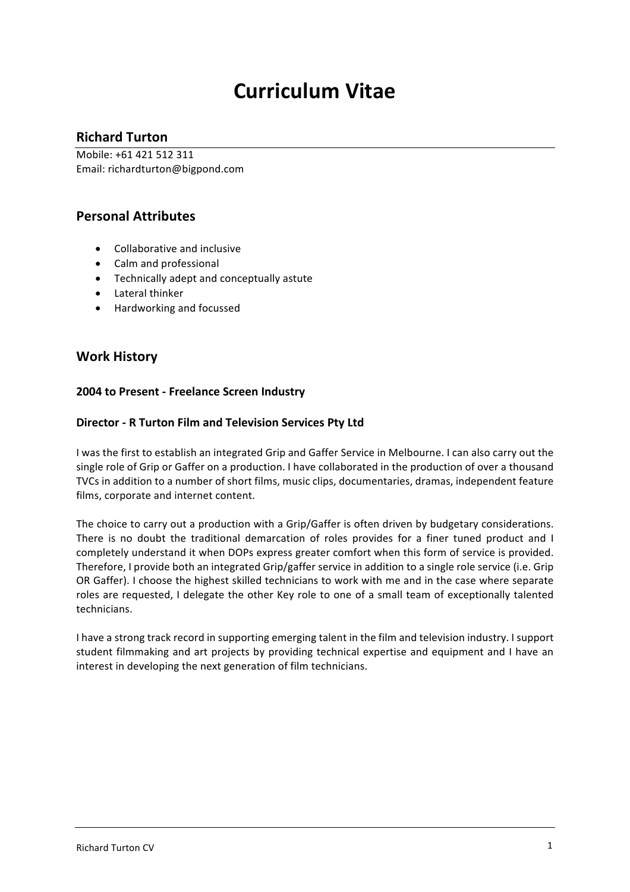# Curriculum Vitae

## Richard Turton

Mobile: +61 421 512 311
Email: richardturton@bigpond.com

## Personal Attributes

- Collaborative and inclusive
- Calm and professional
- Technically adept and conceptually astute
- Lateral thinker
- Hardworking and focussed

## Work History

### 2004 to Present - Freelance Screen Industry

### Director - R Turton Film and Television Services Pty Ltd

I was the first to establish an integrated Grip and Gaffer Service in Melbourne. I can also carry out the single role of Grip or Gaffer on a production. I have collaborated in the production of over a thousand TVCs in addition to a number of short films, music clips, documentaries, dramas, independent feature films, corporate and internet content.

The choice to carry out a production with a Grip/Gaffer is often driven by budgetary considerations. There is no doubt the traditional demarcation of roles provides for a finer tuned product and I completely understand it when DOPs express greater comfort when this form of service is provided. Therefore, I provide both an integrated Grip/gaffer service in addition to a single role service (i.e. Grip OR Gaffer). I choose the highest skilled technicians to work with me and in the case where separate roles are requested, I delegate the other Key role to one of a small team of exceptionally talented technicians.

I have a strong track record in supporting emerging talent in the film and television industry. I support student filmmaking and art projects by providing technical expertise and equipment and I have an interest in developing the next generation of film technicians.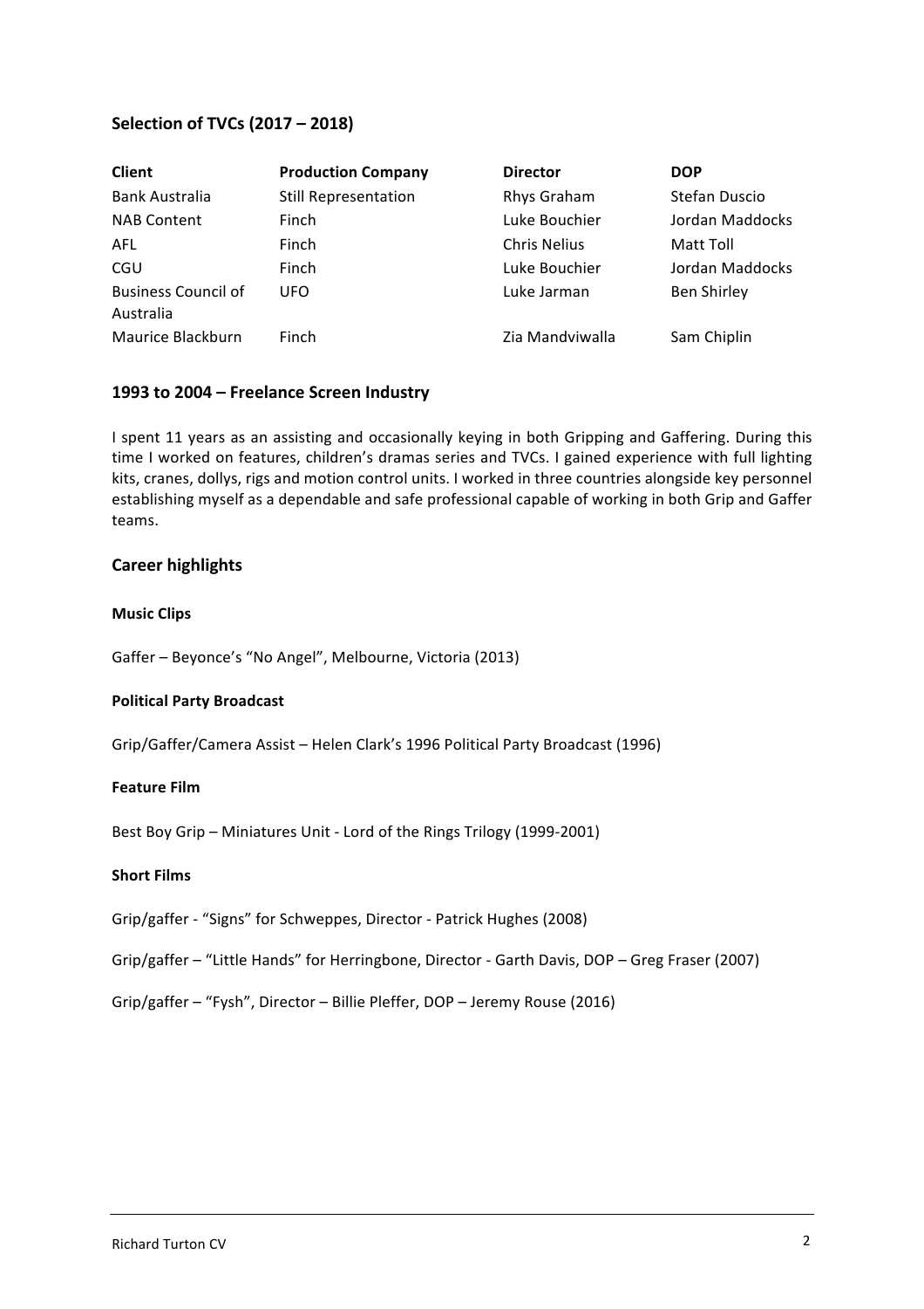## Selection of TVCs (2017 – 2018)

| Client | Production Company | Director | DOP |
| --- | --- | --- | --- |
| Bank Australia | Still Representation | Rhys Graham | Stefan Duscio |
| NAB Content | Finch | Luke Bouchier | Jordan Maddocks |
| AFL | Finch | Chris Nelius | Matt Toll |
| CGU | Finch | Luke Bouchier | Jordan Maddocks |
| Business Council of Australia | UFO | Luke Jarman | Ben Shirley |
| Maurice Blackburn | Finch | Zia Mandviwalla | Sam Chiplin |

## 1993 to 2004 – Freelance Screen Industry

I spent 11 years as an assisting and occasionally keying in both Gripping and Gaffering. During this time I worked on features, children's dramas series and TVCs. I gained experience with full lighting kits, cranes, dollys, rigs and motion control units. I worked in three countries alongside key personnel establishing myself as a dependable and safe professional capable of working in both Grip and Gaffer teams.

## Career highlights

### Music Clips

Gaffer – Beyonce's "No Angel", Melbourne, Victoria (2013)

### Political Party Broadcast

Grip/Gaffer/Camera Assist – Helen Clark's 1996 Political Party Broadcast (1996)

### Feature Film

Best Boy Grip – Miniatures Unit - Lord of the Rings Trilogy (1999-2001)

### Short Films

Grip/gaffer - "Signs" for Schweppes, Director - Patrick Hughes (2008)

Grip/gaffer – "Little Hands" for Herringbone, Director - Garth Davis, DOP – Greg Fraser (2007)

Grip/gaffer – "Fysh", Director – Billie Pleffer, DOP – Jeremy Rouse (2016)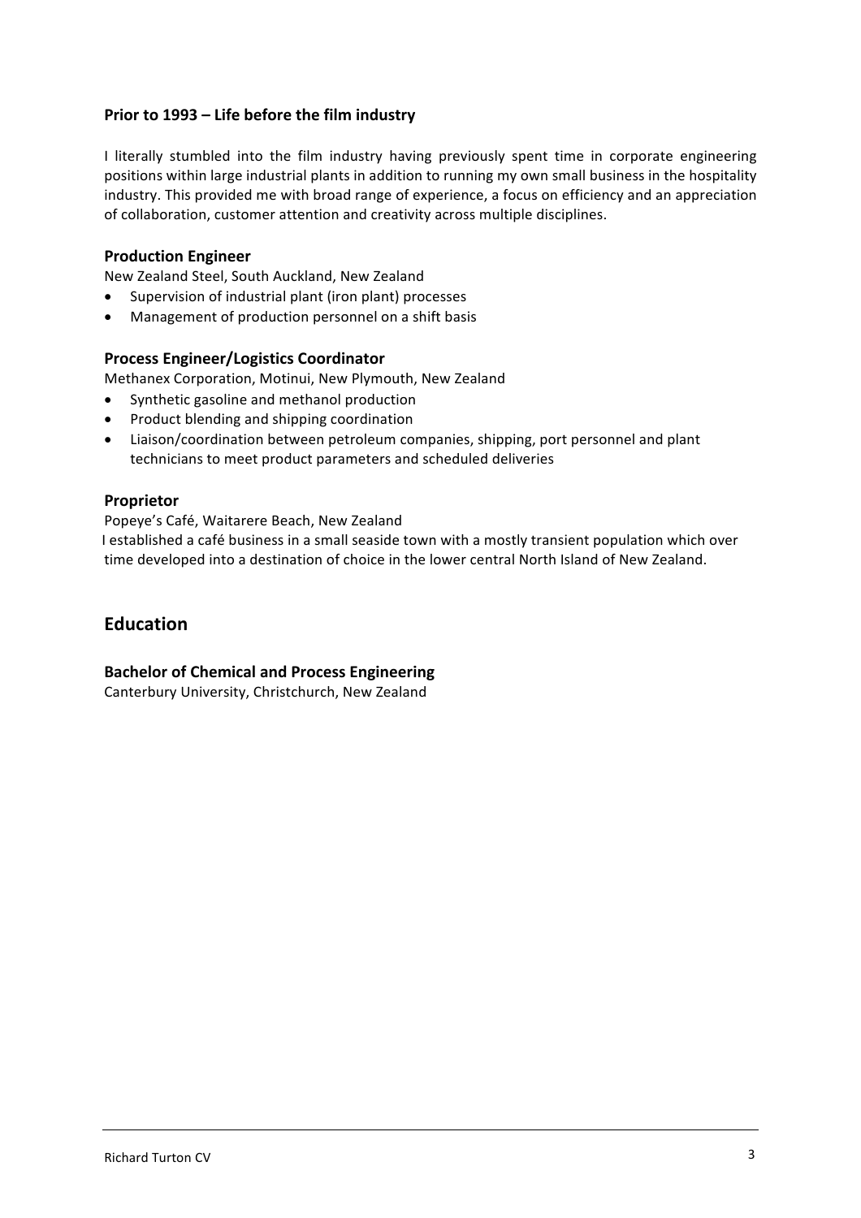### Prior to 1993 – Life before the film industry

I literally stumbled into the film industry having previously spent time in corporate engineering positions within large industrial plants in addition to running my own small business in the hospitality industry. This provided me with broad range of experience, a focus on efficiency and an appreciation of collaboration, customer attention and creativity across multiple disciplines.

### Production Engineer

New Zealand Steel, South Auckland, New Zealand

- Supervision of industrial plant (iron plant) processes
- Management of production personnel on a shift basis

### Process Engineer/Logistics Coordinator

Methanex Corporation, Motinui, New Plymouth, New Zealand

- Synthetic gasoline and methanol production
- Product blending and shipping coordination
- Liaison/coordination between petroleum companies, shipping, port personnel and plant technicians to meet product parameters and scheduled deliveries

### Proprietor

Popeye's Café, Waitarere Beach, New Zealand

I established a café business in a small seaside town with a mostly transient population which over time developed into a destination of choice in the lower central North Island of New Zealand.

## Education

### Bachelor of Chemical and Process Engineering

Canterbury University, Christchurch, New Zealand